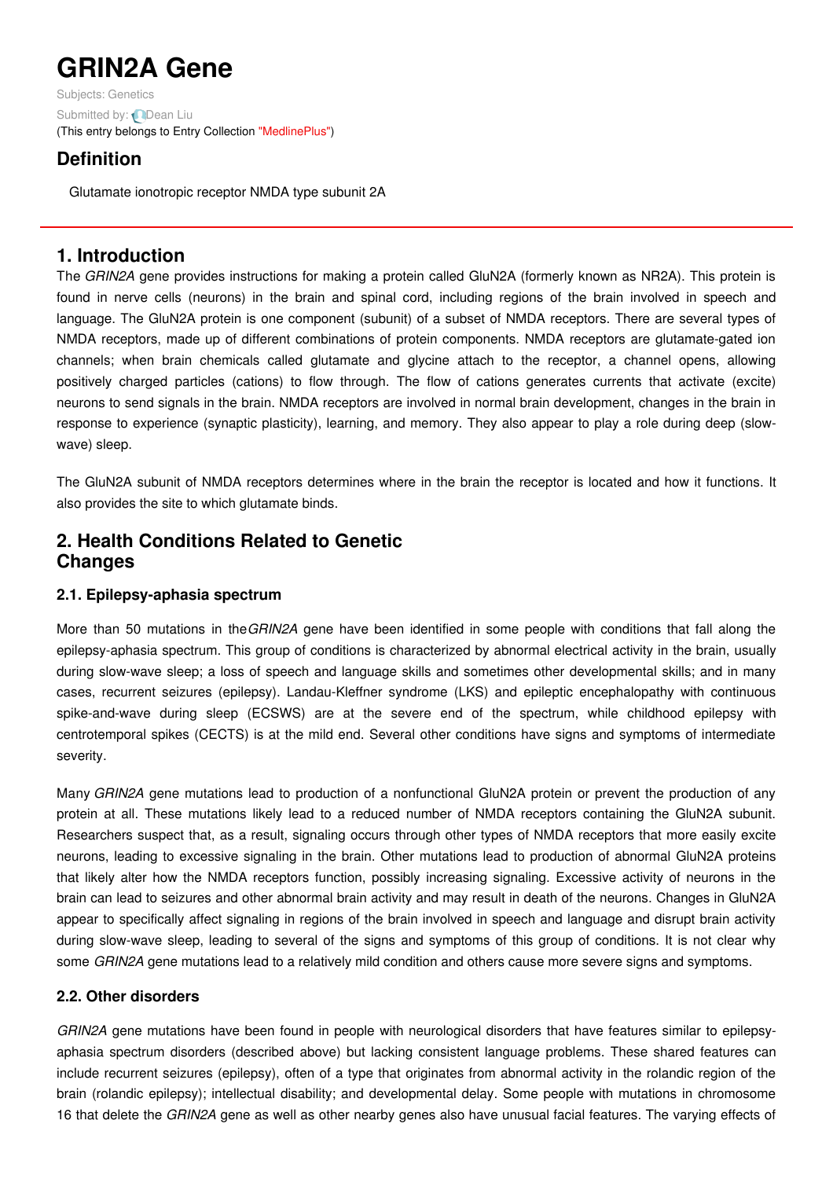# GRIN2A Gene

Subjects: Genetics

Submitted by: Dean Liu

(This entry belongs to Entry Collection "MedlinePlus")

## Definition

Glutamate ionotropic receptor NMDA type subunit 2A

## 1. Introduction

The *GRIN2A* gene provides instructions for making a protein called GluN2A (formerly known as NR2A). This protein is found in nerve cells (neurons) in the brain and spinal cord, including regions of the brain involved in speech and language. The GluN2A protein is one component (subunit) of a subset of NMDA receptors. There are several types of NMDA receptors, made up of different combinations of protein components. NMDA receptors are glutamate-gated ion channels; when brain chemicals called glutamate and glycine attach to the receptor, a channel opens, allowing positively charged particles (cations) to flow through. The flow of cations generates currents that activate (excite) neurons to send signals in the brain. NMDA receptors are involved in normal brain development, changes in the brain in response to experience (synaptic plasticity), learning, and memory. They also appear to play a role during deep (slow-wave) sleep.

The GluN2A subunit of NMDA receptors determines where in the brain the receptor is located and how it functions. It also provides the site to which glutamate binds.

## 2. Health Conditions Related to Genetic Changes

### 2.1. Epilepsy-aphasia spectrum

More than 50 mutations in the *GRIN2A* gene have been identified in some people with conditions that fall along the epilepsy-aphasia spectrum. This group of conditions is characterized by abnormal electrical activity in the brain, usually during slow-wave sleep; a loss of speech and language skills and sometimes other developmental skills; and in many cases, recurrent seizures (epilepsy). Landau-Kleffner syndrome (LKS) and epileptic encephalopathy with continuous spike-and-wave during sleep (ECSWS) are at the severe end of the spectrum, while childhood epilepsy with centrotemporal spikes (CECTS) is at the mild end. Several other conditions have signs and symptoms of intermediate severity.

Many *GRIN2A* gene mutations lead to production of a nonfunctional GluN2A protein or prevent the production of any protein at all. These mutations likely lead to a reduced number of NMDA receptors containing the GluN2A subunit. Researchers suspect that, as a result, signaling occurs through other types of NMDA receptors that more easily excite neurons, leading to excessive signaling in the brain. Other mutations lead to production of abnormal GluN2A proteins that likely alter how the NMDA receptors function, possibly increasing signaling. Excessive activity of neurons in the brain can lead to seizures and other abnormal brain activity and may result in death of the neurons. Changes in GluN2A appear to specifically affect signaling in regions of the brain involved in speech and language and disrupt brain activity during slow-wave sleep, leading to several of the signs and symptoms of this group of conditions. It is not clear why some *GRIN2A* gene mutations lead to a relatively mild condition and others cause more severe signs and symptoms.

### 2.2. Other disorders

*GRIN2A* gene mutations have been found in people with neurological disorders that have features similar to epilepsy-aphasia spectrum disorders (described above) but lacking consistent language problems. These shared features can include recurrent seizures (epilepsy), often of a type that originates from abnormal activity in the rolandic region of the brain (rolandic epilepsy); intellectual disability; and developmental delay. Some people with mutations in chromosome 16 that delete the *GRIN2A* gene as well as other nearby genes also have unusual facial features. The varying effects of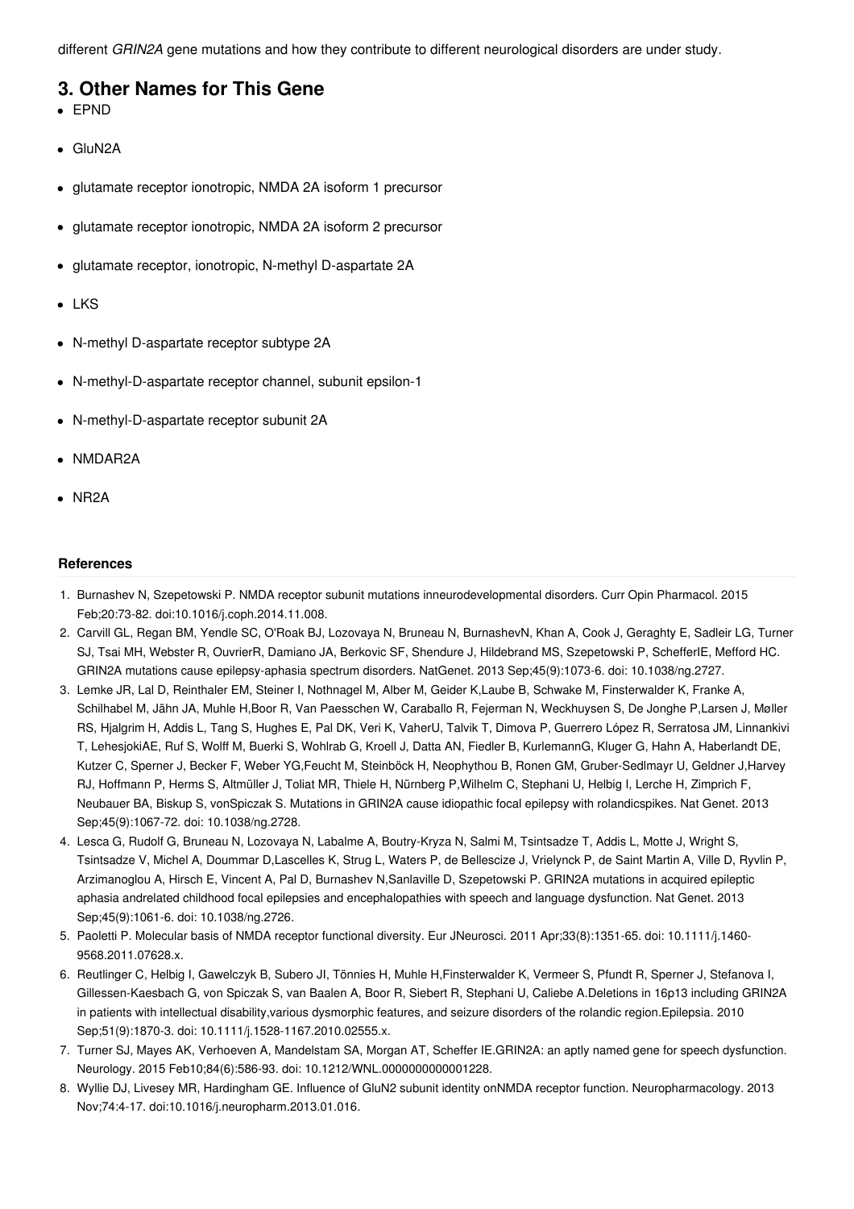different *GRIN2A* gene mutations and how they contribute to different neurological disorders are under study.

## 3. Other Names for This Gene

- EPND
- GluN2A
- glutamate receptor ionotropic, NMDA 2A isoform 1 precursor
- glutamate receptor ionotropic, NMDA 2A isoform 2 precursor
- glutamate receptor, ionotropic, N-methyl D-aspartate 2A
- LKS
- N-methyl D-aspartate receptor subtype 2A
- N-methyl-D-aspartate receptor channel, subunit epsilon-1
- N-methyl-D-aspartate receptor subunit 2A
- NMDAR2A
- NR2A

### References

1. Burnashev N, Szepetowski P. NMDA receptor subunit mutations inneurodevelopmental disorders. Curr Opin Pharmacol. 2015 Feb;20:73-82. doi:10.1016/j.coph.2014.11.008.
2. Carvill GL, Regan BM, Yendle SC, O'Roak BJ, Lozovaya N, Bruneau N, BurnashevN, Khan A, Cook J, Geraghty E, Sadleir LG, Turner SJ, Tsai MH, Webster R, OuvrierR, Damiano JA, Berkovic SF, Shendure J, Hildebrand MS, Szepetowski P, SchefferIE, Mefford HC. GRIN2A mutations cause epilepsy-aphasia spectrum disorders. NatGenet. 2013 Sep;45(9):1073-6. doi: 10.1038/ng.2727.
3. Lemke JR, Lal D, Reinthaler EM, Steiner I, Nothnagel M, Alber M, Geider K,Laube B, Schwake M, Finsterwalder K, Franke A, Schilhabel M, Jähn JA, Muhle H,Boor R, Van Paesschen W, Caraballo R, Fejerman N, Weckhuysen S, De Jonghe P,Larsen J, Møller RS, Hjalgrim H, Addis L, Tang S, Hughes E, Pal DK, Veri K, VaherU, Talvik T, Dimova P, Guerrero López R, Serratosa JM, Linnankivi T, LehesjokiAE, Ruf S, Wolff M, Buerki S, Wohlrab G, Kroell J, Datta AN, Fiedler B, KurlemannG, Kluger G, Hahn A, Haberlandt DE, Kutzer C, Sperner J, Becker F, Weber YG,Feucht M, Steinböck H, Neophythou B, Ronen GM, Gruber-Sedlmayr U, Geldner J,Harvey RJ, Hoffmann P, Herms S, Altmüller J, Toliat MR, Thiele H, Nürnberg P,Wilhelm C, Stephani U, Helbig I, Lerche H, Zimprich F, Neubauer BA, Biskup S, vonSpiczak S. Mutations in GRIN2A cause idiopathic focal epilepsy with rolandicspikes. Nat Genet. 2013 Sep;45(9):1067-72. doi: 10.1038/ng.2728.
4. Lesca G, Rudolf G, Bruneau N, Lozovaya N, Labalme A, Boutry-Kryza N, Salmi M, Tsintsadze T, Addis L, Motte J, Wright S, Tsintsadze V, Michel A, Doummar D,Lascelles K, Strug L, Waters P, de Bellescize J, Vrielynck P, de Saint Martin A, Ville D, Ryvlin P, Arzimanoglou A, Hirsch E, Vincent A, Pal D, Burnashev N,Sanlaville D, Szepetowski P. GRIN2A mutations in acquired epileptic aphasia andrelated childhood focal epilepsies and encephalopathies with speech and language dysfunction. Nat Genet. 2013 Sep;45(9):1061-6. doi: 10.1038/ng.2726.
5. Paoletti P. Molecular basis of NMDA receptor functional diversity. Eur JNeurosci. 2011 Apr;33(8):1351-65. doi: 10.1111/j.1460-9568.2011.07628.x.
6. Reutlinger C, Helbig I, Gawelczyk B, Subero JI, Tönnies H, Muhle H,Finsterwalder K, Vermeer S, Pfundt R, Sperner J, Stefanova I, Gillessen-Kaesbach G, von Spiczak S, van Baalen A, Boor R, Siebert R, Stephani U, Caliebe A.Deletions in 16p13 including GRIN2A in patients with intellectual disability,various dysmorphic features, and seizure disorders of the rolandic region.Epilepsia. 2010 Sep;51(9):1870-3. doi: 10.1111/j.1528-1167.2010.02555.x.
7. Turner SJ, Mayes AK, Verhoeven A, Mandelstam SA, Morgan AT, Scheffer IE.GRIN2A: an aptly named gene for speech dysfunction. Neurology. 2015 Feb10;84(6):586-93. doi: 10.1212/WNL.0000000000001228.
8. Wyllie DJ, Livesey MR, Hardingham GE. Influence of GluN2 subunit identity onNMDA receptor function. Neuropharmacology. 2013 Nov;74:4-17. doi:10.1016/j.neuropharm.2013.01.016.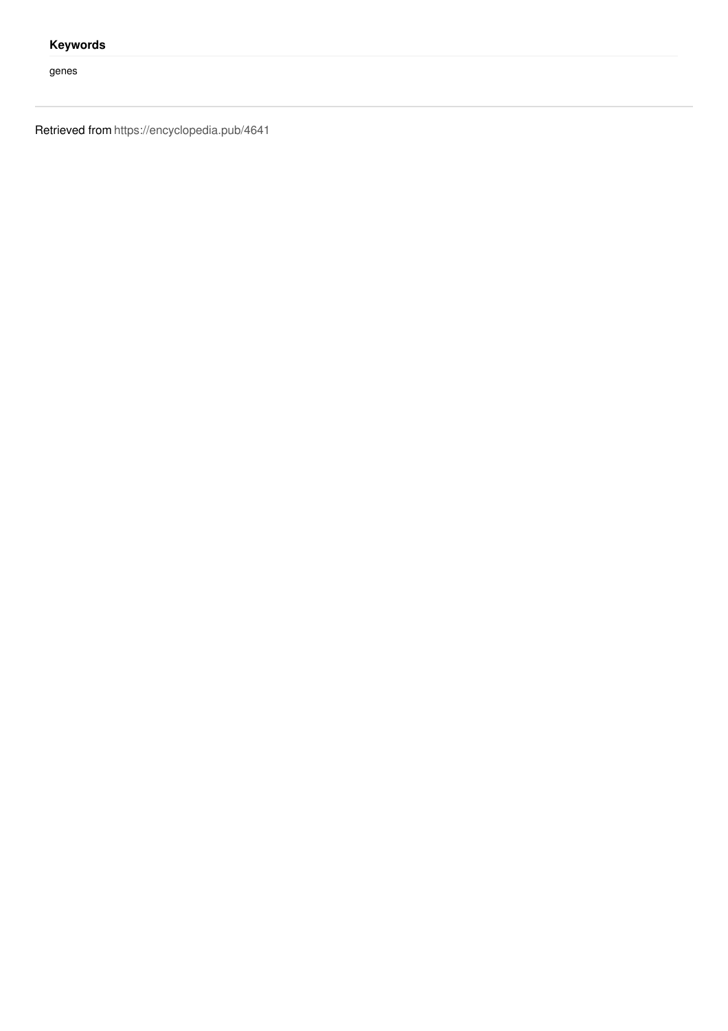### Keywords

genes

Retrieved from https://encyclopedia.pub/4641